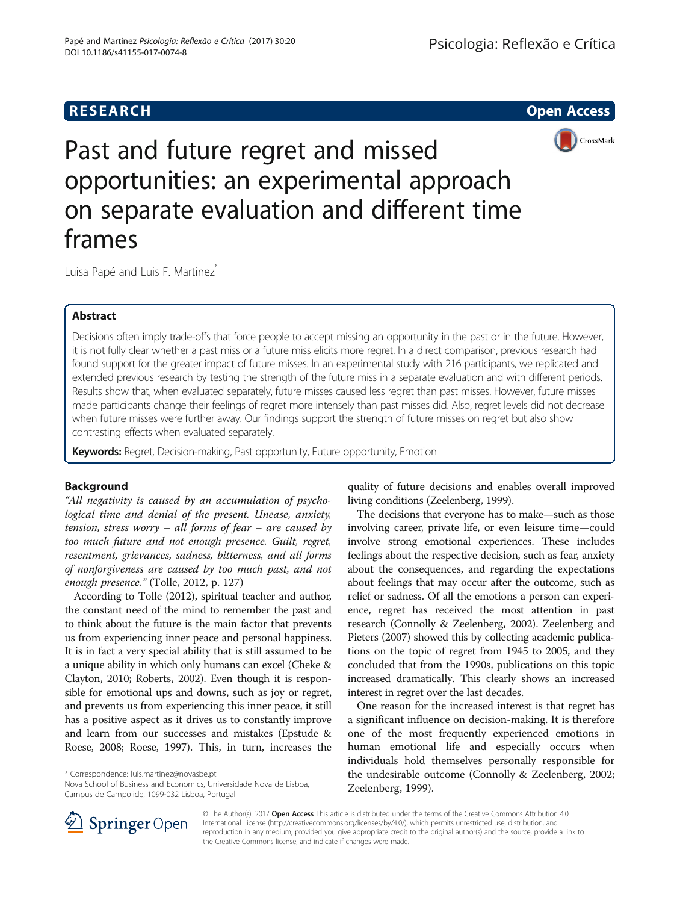RESEARCH Open Access

# Past and future regret and missed opportunities: an experimental approach on separate evaluation and different time frames

Luisa Papé and Luis F. Martinez*

## Abstract

Decisions often imply trade-offs that force people to accept missing an opportunity in the past or in the future. However, it is not fully clear whether a past miss or a future miss elicits more regret. In a direct comparison, previous research had found support for the greater impact of future misses. In an experimental study with 216 participants, we replicated and extended previous research by testing the strength of the future miss in a separate evaluation and with different periods. Results show that, when evaluated separately, future misses caused less regret than past misses. However, future misses made participants change their feelings of regret more intensely than past misses did. Also, regret levels did not decrease when future misses were further away. Our findings support the strength of future misses on regret but also show contrasting effects when evaluated separately.

**Keywords:** Regret, Decision-making, Past opportunity, Future opportunity, Emotion

## Background

*"All negativity is caused by an accumulation of psychological time and denial of the present. Unease, anxiety, tension, stress worry – all forms of fear – are caused by too much future and not enough presence. Guilt, regret, resentment, grievances, sadness, bitterness, and all forms of nonforgiveness are caused by too much past, and not enough presence."* (Tolle, 2012, p. 127)

According to Tolle (2012), spiritual teacher and author, the constant need of the mind to remember the past and to think about the future is the main factor that prevents us from experiencing inner peace and personal happiness. It is in fact a very special ability that is still assumed to be a unique ability in which only humans can excel (Cheke & Clayton, 2010; Roberts, 2002). Even though it is responsible for emotional ups and downs, such as joy or regret, and prevents us from experiencing this inner peace, it still has a positive aspect as it drives us to constantly improve and learn from our successes and mistakes (Epstude & Roese, 2008; Roese, 1997). This, in turn, increases the quality of future decisions and enables overall improved living conditions (Zeelenberg, 1999).

The decisions that everyone has to make—such as those involving career, private life, or even leisure time—could involve strong emotional experiences. These includes feelings about the respective decision, such as fear, anxiety about the consequences, and regarding the expectations about feelings that may occur after the outcome, such as relief or sadness. Of all the emotions a person can experience, regret has received the most attention in past research (Connolly & Zeelenberg, 2002). Zeelenberg and Pieters (2007) showed this by collecting academic publications on the topic of regret from 1945 to 2005, and they concluded that from the 1990s, publications on this topic increased dramatically. This clearly shows an increased interest in regret over the last decades.

One reason for the increased interest is that regret has a significant influence on decision-making. It is therefore one of the most frequently experienced emotions in human emotional life and especially occurs when individuals hold themselves personally responsible for the undesirable outcome (Connolly & Zeelenberg, 2002; Zeelenberg, 1999).

\* Correspondence: luis.martinez@novasbe.pt
Nova School of Business and Economics, Universidade Nova de Lisboa, Campus de Campolide, 1099-032 Lisboa, Portugal

© The Author(s). 2017 **Open Access** This article is distributed under the terms of the Creative Commons Attribution 4.0 International License (http://creativecommons.org/licenses/by/4.0/), which permits unrestricted use, distribution, and reproduction in any medium, provided you give appropriate credit to the original author(s) and the source, provide a link to the Creative Commons license, and indicate if changes were made.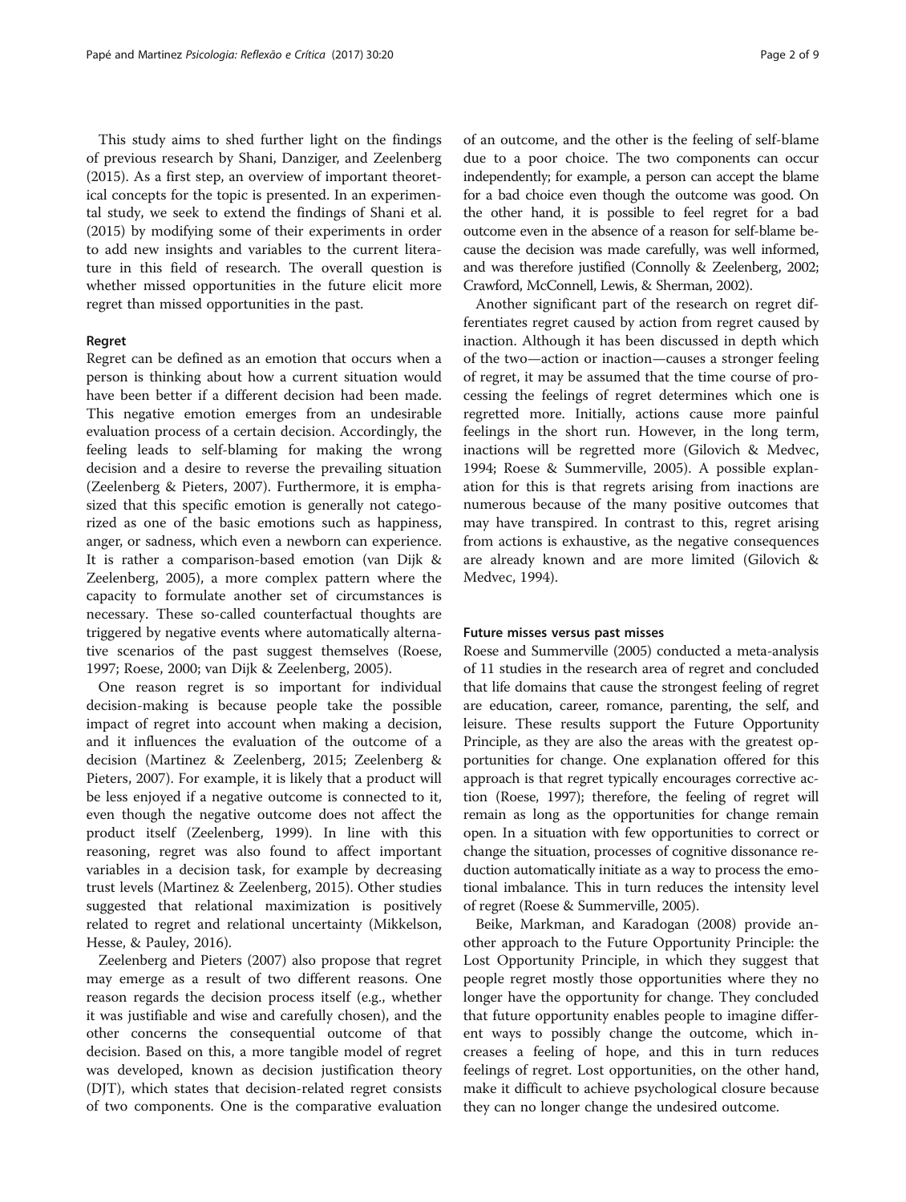This study aims to shed further light on the findings of previous research by Shani, Danziger, and Zeelenberg (2015). As a first step, an overview of important theoretical concepts for the topic is presented. In an experimental study, we seek to extend the findings of Shani et al. (2015) by modifying some of their experiments in order to add new insights and variables to the current literature in this field of research. The overall question is whether missed opportunities in the future elicit more regret than missed opportunities in the past.

### Regret

Regret can be defined as an emotion that occurs when a person is thinking about how a current situation would have been better if a different decision had been made. This negative emotion emerges from an undesirable evaluation process of a certain decision. Accordingly, the feeling leads to self-blaming for making the wrong decision and a desire to reverse the prevailing situation (Zeelenberg & Pieters, 2007). Furthermore, it is emphasized that this specific emotion is generally not categorized as one of the basic emotions such as happiness, anger, or sadness, which even a newborn can experience. It is rather a comparison-based emotion (van Dijk & Zeelenberg, 2005), a more complex pattern where the capacity to formulate another set of circumstances is necessary. These so-called counterfactual thoughts are triggered by negative events where automatically alternative scenarios of the past suggest themselves (Roese, 1997; Roese, 2000; van Dijk & Zeelenberg, 2005).

One reason regret is so important for individual decision-making is because people take the possible impact of regret into account when making a decision, and it influences the evaluation of the outcome of a decision (Martinez & Zeelenberg, 2015; Zeelenberg & Pieters, 2007). For example, it is likely that a product will be less enjoyed if a negative outcome is connected to it, even though the negative outcome does not affect the product itself (Zeelenberg, 1999). In line with this reasoning, regret was also found to affect important variables in a decision task, for example by decreasing trust levels (Martinez & Zeelenberg, 2015). Other studies suggested that relational maximization is positively related to regret and relational uncertainty (Mikkelson, Hesse, & Pauley, 2016).

Zeelenberg and Pieters (2007) also propose that regret may emerge as a result of two different reasons. One reason regards the decision process itself (e.g., whether it was justifiable and wise and carefully chosen), and the other concerns the consequential outcome of that decision. Based on this, a more tangible model of regret was developed, known as decision justification theory (DJT), which states that decision-related regret consists of two components. One is the comparative evaluation of an outcome, and the other is the feeling of self-blame due to a poor choice. The two components can occur independently; for example, a person can accept the blame for a bad choice even though the outcome was good. On the other hand, it is possible to feel regret for a bad outcome even in the absence of a reason for self-blame because the decision was made carefully, was well informed, and was therefore justified (Connolly & Zeelenberg, 2002; Crawford, McConnell, Lewis, & Sherman, 2002).

Another significant part of the research on regret differentiates regret caused by action from regret caused by inaction. Although it has been discussed in depth which of the two—action or inaction—causes a stronger feeling of regret, it may be assumed that the time course of processing the feelings of regret determines which one is regretted more. Initially, actions cause more painful feelings in the short run. However, in the long term, inactions will be regretted more (Gilovich & Medvec, 1994; Roese & Summerville, 2005). A possible explanation for this is that regrets arising from inactions are numerous because of the many positive outcomes that may have transpired. In contrast to this, regret arising from actions is exhaustive, as the negative consequences are already known and are more limited (Gilovich & Medvec, 1994).

### Future misses versus past misses

Roese and Summerville (2005) conducted a meta-analysis of 11 studies in the research area of regret and concluded that life domains that cause the strongest feeling of regret are education, career, romance, parenting, the self, and leisure. These results support the Future Opportunity Principle, as they are also the areas with the greatest opportunities for change. One explanation offered for this approach is that regret typically encourages corrective action (Roese, 1997); therefore, the feeling of regret will remain as long as the opportunities for change remain open. In a situation with few opportunities to correct or change the situation, processes of cognitive dissonance reduction automatically initiate as a way to process the emotional imbalance. This in turn reduces the intensity level of regret (Roese & Summerville, 2005).

Beike, Markman, and Karadogan (2008) provide another approach to the Future Opportunity Principle: the Lost Opportunity Principle, in which they suggest that people regret mostly those opportunities where they no longer have the opportunity for change. They concluded that future opportunity enables people to imagine different ways to possibly change the outcome, which increases a feeling of hope, and this in turn reduces feelings of regret. Lost opportunities, on the other hand, make it difficult to achieve psychological closure because they can no longer change the undesired outcome.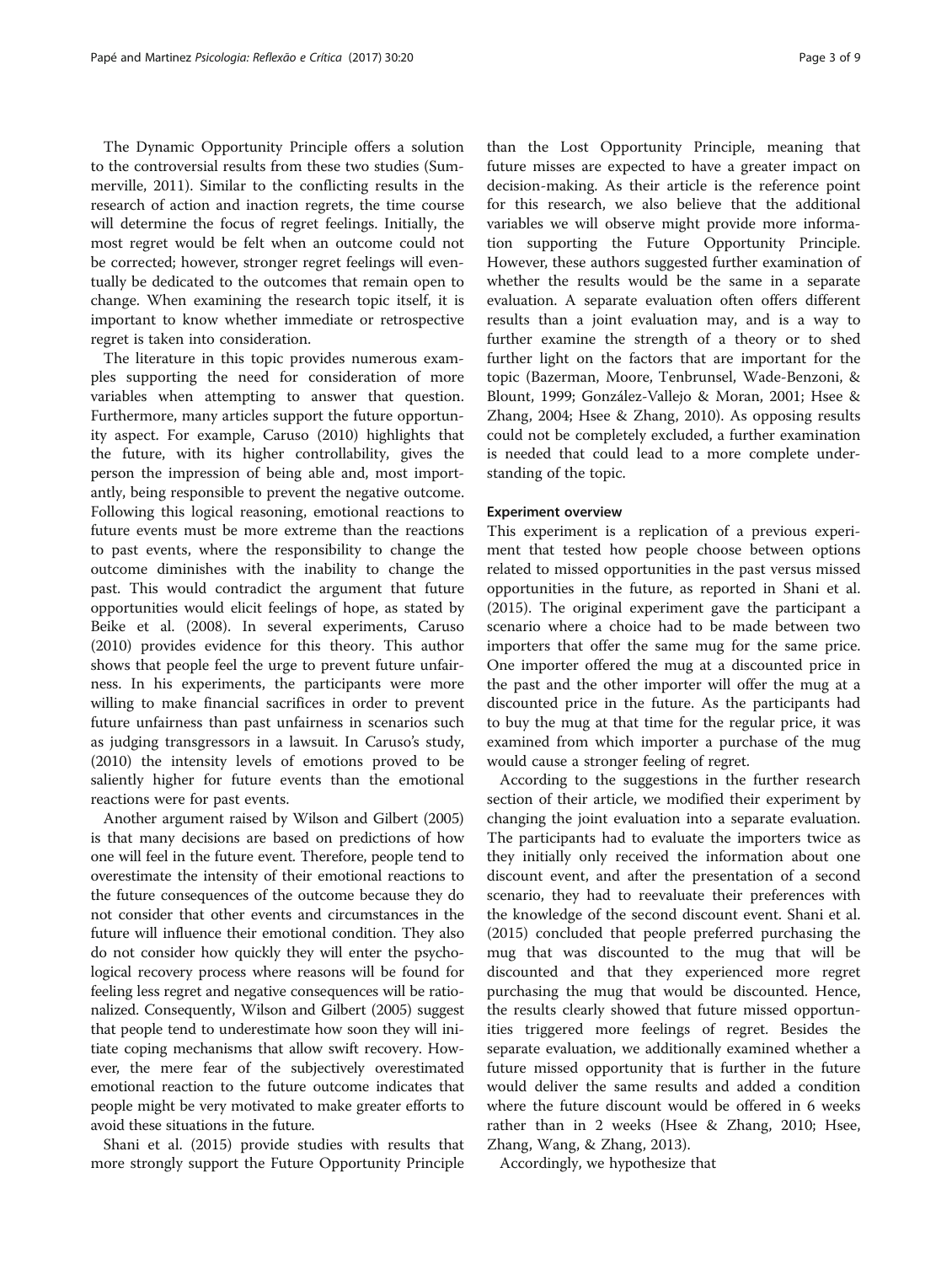The Dynamic Opportunity Principle offers a solution to the controversial results from these two studies (Summerville, 2011). Similar to the conflicting results in the research of action and inaction regrets, the time course will determine the focus of regret feelings. Initially, the most regret would be felt when an outcome could not be corrected; however, stronger regret feelings will eventually be dedicated to the outcomes that remain open to change. When examining the research topic itself, it is important to know whether immediate or retrospective regret is taken into consideration.

The literature in this topic provides numerous examples supporting the need for consideration of more variables when attempting to answer that question. Furthermore, many articles support the future opportunity aspect. For example, Caruso (2010) highlights that the future, with its higher controllability, gives the person the impression of being able and, most importantly, being responsible to prevent the negative outcome. Following this logical reasoning, emotional reactions to future events must be more extreme than the reactions to past events, where the responsibility to change the outcome diminishes with the inability to change the past. This would contradict the argument that future opportunities would elicit feelings of hope, as stated by Beike et al. (2008). In several experiments, Caruso (2010) provides evidence for this theory. This author shows that people feel the urge to prevent future unfairness. In his experiments, the participants were more willing to make financial sacrifices in order to prevent future unfairness than past unfairness in scenarios such as judging transgressors in a lawsuit. In Caruso's study, (2010) the intensity levels of emotions proved to be saliently higher for future events than the emotional reactions were for past events.

Another argument raised by Wilson and Gilbert (2005) is that many decisions are based on predictions of how one will feel in the future event. Therefore, people tend to overestimate the intensity of their emotional reactions to the future consequences of the outcome because they do not consider that other events and circumstances in the future will influence their emotional condition. They also do not consider how quickly they will enter the psychological recovery process where reasons will be found for feeling less regret and negative consequences will be rationalized. Consequently, Wilson and Gilbert (2005) suggest that people tend to underestimate how soon they will initiate coping mechanisms that allow swift recovery. However, the mere fear of the subjectively overestimated emotional reaction to the future outcome indicates that people might be very motivated to make greater efforts to avoid these situations in the future.

Shani et al. (2015) provide studies with results that more strongly support the Future Opportunity Principle than the Lost Opportunity Principle, meaning that future misses are expected to have a greater impact on decision-making. As their article is the reference point for this research, we also believe that the additional variables we will observe might provide more information supporting the Future Opportunity Principle. However, these authors suggested further examination of whether the results would be the same in a separate evaluation. A separate evaluation often offers different results than a joint evaluation may, and is a way to further examine the strength of a theory or to shed further light on the factors that are important for the topic (Bazerman, Moore, Tenbrunsel, Wade-Benzoni, & Blount, 1999; González-Vallejo & Moran, 2001; Hsee & Zhang, 2004; Hsee & Zhang, 2010). As opposing results could not be completely excluded, a further examination is needed that could lead to a more complete understanding of the topic.

#### Experiment overview

This experiment is a replication of a previous experiment that tested how people choose between options related to missed opportunities in the past versus missed opportunities in the future, as reported in Shani et al. (2015). The original experiment gave the participant a scenario where a choice had to be made between two importers that offer the same mug for the same price. One importer offered the mug at a discounted price in the past and the other importer will offer the mug at a discounted price in the future. As the participants had to buy the mug at that time for the regular price, it was examined from which importer a purchase of the mug would cause a stronger feeling of regret.

According to the suggestions in the further research section of their article, we modified their experiment by changing the joint evaluation into a separate evaluation. The participants had to evaluate the importers twice as they initially only received the information about one discount event, and after the presentation of a second scenario, they had to reevaluate their preferences with the knowledge of the second discount event. Shani et al. (2015) concluded that people preferred purchasing the mug that was discounted to the mug that will be discounted and that they experienced more regret purchasing the mug that would be discounted. Hence, the results clearly showed that future missed opportunities triggered more feelings of regret. Besides the separate evaluation, we additionally examined whether a future missed opportunity that is further in the future would deliver the same results and added a condition where the future discount would be offered in 6 weeks rather than in 2 weeks (Hsee & Zhang, 2010; Hsee, Zhang, Wang, & Zhang, 2013).

Accordingly, we hypothesize that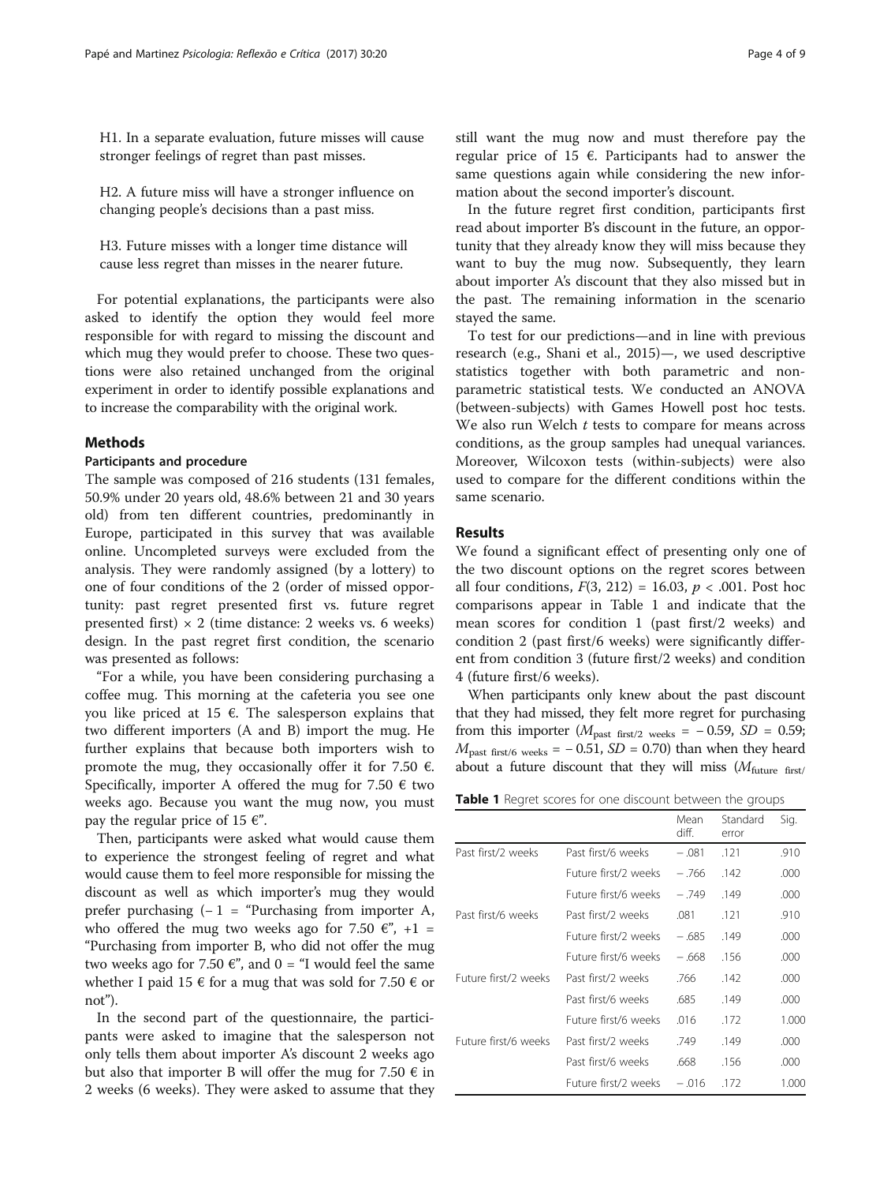H1. In a separate evaluation, future misses will cause stronger feelings of regret than past misses.

H2. A future miss will have a stronger influence on changing people's decisions than a past miss.

H3. Future misses with a longer time distance will cause less regret than misses in the nearer future.

For potential explanations, the participants were also asked to identify the option they would feel more responsible for with regard to missing the discount and which mug they would prefer to choose. These two questions were also retained unchanged from the original experiment in order to identify possible explanations and to increase the comparability with the original work.

## Methods

### Participants and procedure

The sample was composed of 216 students (131 females, 50.9% under 20 years old, 48.6% between 21 and 30 years old) from ten different countries, predominantly in Europe, participated in this survey that was available online. Uncompleted surveys were excluded from the analysis. They were randomly assigned (by a lottery) to one of four conditions of the 2 (order of missed opportunity: past regret presented first vs. future regret presented first) × 2 (time distance: 2 weeks vs. 6 weeks) design. In the past regret first condition, the scenario was presented as follows:

"For a while, you have been considering purchasing a coffee mug. This morning at the cafeteria you see one you like priced at 15 €. The salesperson explains that two different importers (A and B) import the mug. He further explains that because both importers wish to promote the mug, they occasionally offer it for 7.50 €. Specifically, importer A offered the mug for 7.50 € two weeks ago. Because you want the mug now, you must pay the regular price of 15 €".

Then, participants were asked what would cause them to experience the strongest feeling of regret and what would cause them to feel more responsible for missing the discount as well as which importer's mug they would prefer purchasing (− 1 = "Purchasing from importer A, who offered the mug two weeks ago for 7.50 €", +1 = "Purchasing from importer B, who did not offer the mug two weeks ago for 7.50 €", and 0 = "I would feel the same whether I paid 15 € for a mug that was sold for 7.50 € or not").

In the second part of the questionnaire, the participants were asked to imagine that the salesperson not only tells them about importer A's discount 2 weeks ago but also that importer B will offer the mug for 7.50 € in 2 weeks (6 weeks). They were asked to assume that they still want the mug now and must therefore pay the regular price of 15 €. Participants had to answer the same questions again while considering the new information about the second importer's discount.

In the future regret first condition, participants first read about importer B's discount in the future, an opportunity that they already know they will miss because they want to buy the mug now. Subsequently, they learn about importer A's discount that they also missed but in the past. The remaining information in the scenario stayed the same.

To test for our predictions—and in line with previous research (e.g., Shani et al., 2015)—, we used descriptive statistics together with both parametric and nonparametric statistical tests. We conducted an ANOVA (between-subjects) with Games Howell post hoc tests. We also run Welch *t* tests to compare for means across conditions, as the group samples had unequal variances. Moreover, Wilcoxon tests (within-subjects) were also used to compare for the different conditions within the same scenario.

## Results

We found a significant effect of presenting only one of the two discount options on the regret scores between all four conditions, $F(3, 212) = 16.03$, $p < .001$. Post hoc comparisons appear in Table 1 and indicate that the mean scores for condition 1 (past first/2 weeks) and condition 2 (past first/6 weeks) were significantly different from condition 3 (future first/2 weeks) and condition 4 (future first/6 weeks).

When participants only knew about the past discount that they had missed, they felt more regret for purchasing from this importer ($M_{\text{past first/2 weeks}} = -0.59$, $SD = 0.59$; $M_{\text{past first/6 weeks}} = -0.51$, $SD = 0.70$) than when they heard about a future discount that they will miss ($M_{\text{future first/}}$

**Table 1** Regret scores for one discount between the groups

| | | Mean diff. | Standard error | Sig. |
|---|---|---|---|---|
| Past first/2 weeks | Past first/6 weeks | −.081 | .121 | .910 |
| | Future first/2 weeks | −.766 | .142 | .000 |
| | Future first/6 weeks | −.749 | .149 | .000 |
| Past first/6 weeks | Past first/2 weeks | .081 | .121 | .910 |
| | Future first/2 weeks | −.685 | .149 | .000 |
| | Future first/6 weeks | −.668 | .156 | .000 |
| Future first/2 weeks | Past first/2 weeks | .766 | .142 | .000 |
| | Past first/6 weeks | .685 | .149 | .000 |
| | Future first/6 weeks | .016 | .172 | 1.000 |
| Future first/6 weeks | Past first/2 weeks | .749 | .149 | .000 |
| | Past first/6 weeks | .668 | .156 | .000 |
| | Future first/2 weeks | −.016 | .172 | 1.000 |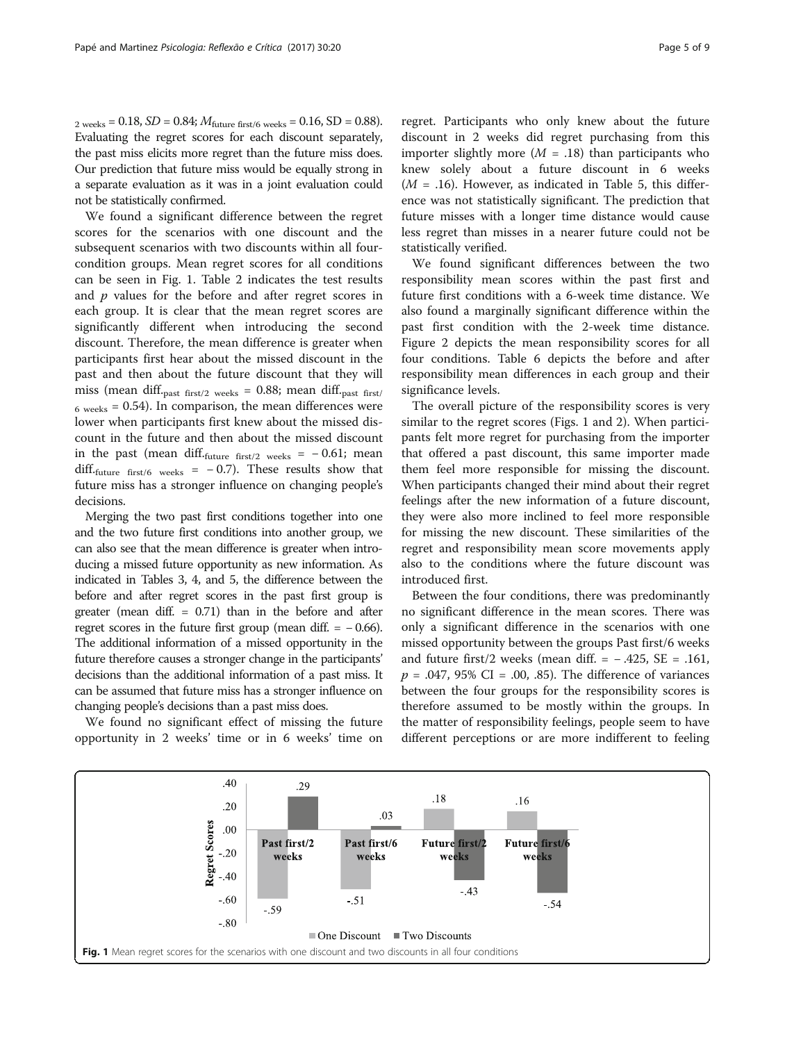$_{2\ weeks} = 0.18$, $SD = 0.84$; $M_{future\ first/6\ weeks} = 0.16$, SD = 0.88). Evaluating the regret scores for each discount separately, the past miss elicits more regret than the future miss does. Our prediction that future miss would be equally strong in a separate evaluation as it was in a joint evaluation could not be statistically confirmed.

We found a significant difference between the regret scores for the scenarios with one discount and the subsequent scenarios with two discounts within all four-condition groups. Mean regret scores for all conditions can be seen in Fig. 1. Table 2 indicates the test results and $p$ values for the before and after regret scores in each group. It is clear that the mean regret scores are significantly different when introducing the second discount. Therefore, the mean difference is greater when participants first hear about the missed discount in the past and then about the future discount that they will miss (mean diff.$_{past\ first/2\ weeks} = 0.88$; mean diff.$_{past\ first/6\ weeks} = 0.54$). In comparison, the mean differences were lower when participants first knew about the missed discount in the future and then about the missed discount in the past (mean diff.$_{future\ first/2\ weeks} = -0.61$; mean diff.$_{future\ first/6\ weeks} = -0.7$). These results show that future miss has a stronger influence on changing people's decisions.

Merging the two past first conditions together into one and the two future first conditions into another group, we can also see that the mean difference is greater when introducing a missed future opportunity as new information. As indicated in Tables 3, 4, and 5, the difference between the before and after regret scores in the past first group is greater (mean diff. = 0.71) than in the before and after regret scores in the future first group (mean diff. = − 0.66). The additional information of a missed opportunity in the future therefore causes a stronger change in the participants' decisions than the additional information of a past miss. It can be assumed that future miss has a stronger influence on changing people's decisions than a past miss does.

We found no significant effect of missing the future opportunity in 2 weeks' time or in 6 weeks' time on regret. Participants who only knew about the future discount in 2 weeks did regret purchasing from this importer slightly more ($M = .18$) than participants who knew solely about a future discount in 6 weeks ($M = .16$). However, as indicated in Table 5, this difference was not statistically significant. The prediction that future misses with a longer time distance would cause less regret than misses in a nearer future could not be statistically verified.

We found significant differences between the two responsibility mean scores within the past first and future first conditions with a 6-week time distance. We also found a marginally significant difference within the past first condition with the 2-week time distance. Figure 2 depicts the mean responsibility scores for all four conditions. Table 6 depicts the before and after responsibility mean differences in each group and their significance levels.

The overall picture of the responsibility scores is very similar to the regret scores (Figs. 1 and 2). When participants felt more regret for purchasing from the importer that offered a past discount, this same importer made them feel more responsible for missing the discount. When participants changed their mind about their regret feelings after the new information of a future discount, they were also more inclined to feel more responsible for missing the new discount. These similarities of the regret and responsibility mean score movements apply also to the conditions where the future discount was introduced first.

Between the four conditions, there was predominantly no significant difference in the mean scores. There was only a significant difference in the scenarios with one missed opportunity between the groups Past first/6 weeks and future first/2 weeks (mean diff. = − .425, SE = .161, $p = .047$, 95% CI = .00, .85). The difference of variances between the four groups for the responsibility scores is therefore assumed to be mostly within the groups. In the matter of responsibility feelings, people seem to have different perceptions or are more indifferent to feeling

| Condition | One Discount | Two Discounts |
|---|---|---|
| Past first/2 weeks | -.59 | .29 |
| Past first/6 weeks | -.51 | .03 |
| Future first/2 weeks | .18 | -.43 |
| Future first/6 weeks | .16 | -.54 |

**Fig. 1** Mean regret scores for the scenarios with one discount and two discounts in all four conditions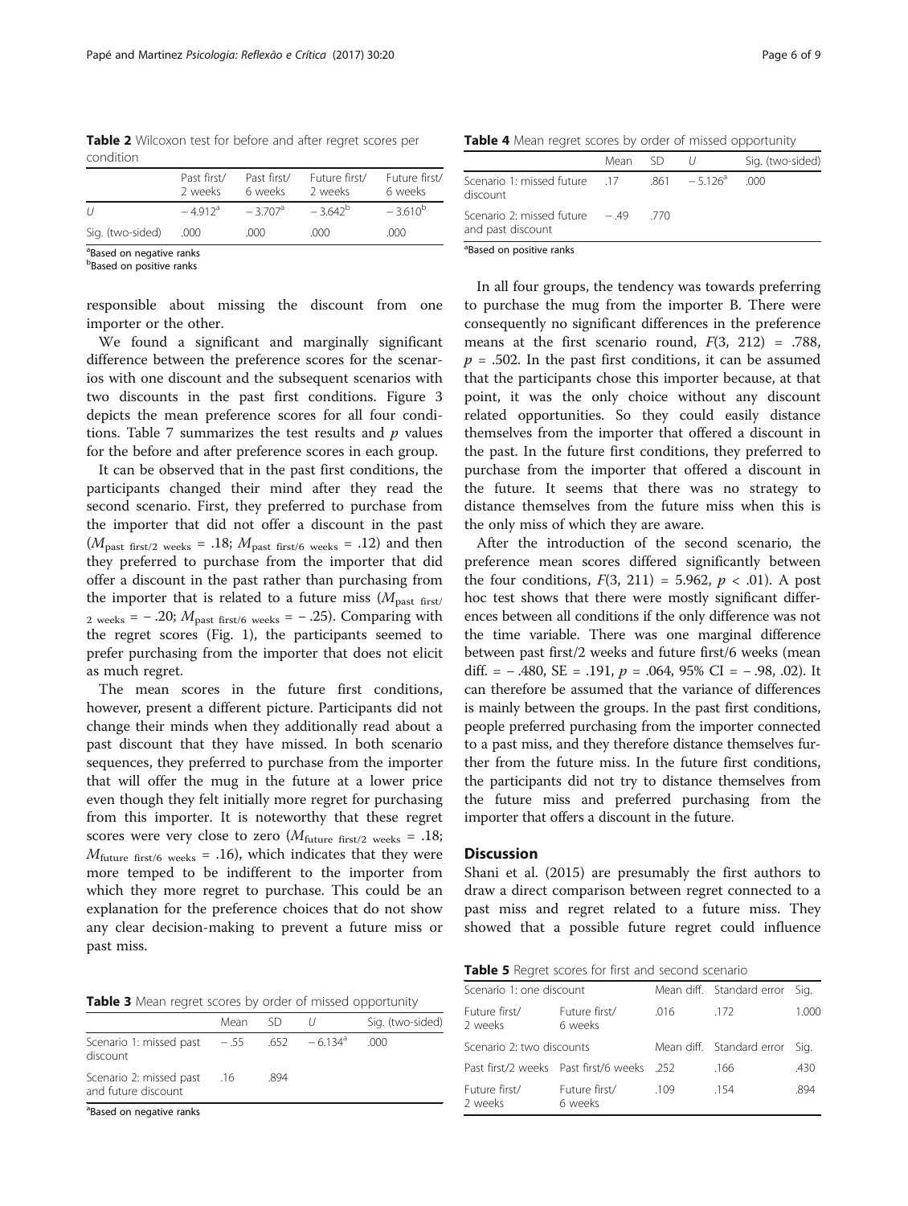**Table 2** Wilcoxon test for before and after regret scores per condition

| | Past first/ 2 weeks | Past first/ 6 weeks | Future first/ 2 weeks | Future first/ 6 weeks |
|---|---|---|---|---|
| U | $-4.912^{a}$ | $-3.707^{a}$ | $-3.642^{b}$ | $-3.610^{b}$ |
| Sig. (two-sided) | .000 | .000 | .000 | .000 |

[a]Based on negative ranks
[b]Based on positive ranks

responsible about missing the discount from one importer or the other.

We found a significant and marginally significant difference between the preference scores for the scenarios with one discount and the subsequent scenarios with two discounts in the past first conditions. Figure 3 depicts the mean preference scores for all four conditions. Table 7 summarizes the test results and $p$ values for the before and after preference scores in each group.

It can be observed that in the past first conditions, the participants changed their mind after they read the second scenario. First, they preferred to purchase from the importer that did not offer a discount in the past ($M_{\text{past first/2 weeks}} = .18$; $M_{\text{past first/6 weeks}} = .12$) and then they preferred to purchase from the importer that did offer a discount in the past rather than purchasing from the importer that is related to a future miss ($M_{\text{past first/2 weeks}} = -.20$; $M_{\text{past first/6 weeks}} = -.25$). Comparing with the regret scores (Fig. 1), the participants seemed to prefer purchasing from the importer that does not elicit as much regret.

The mean scores in the future first conditions, however, present a different picture. Participants did not change their minds when they additionally read about a past discount that they have missed. In both scenario sequences, they preferred to purchase from the importer that will offer the mug in the future at a lower price even though they felt initially more regret for purchasing from this importer. It is noteworthy that these regret scores were very close to zero ($M_{\text{future first/2 weeks}} = .18$; $M_{\text{future first/6 weeks}} = .16$), which indicates that they were more temped to be indifferent to the importer from which they more regret to purchase. This could be an explanation for the preference choices that do not show any clear decision-making to prevent a future miss or past miss.

**Table 3** Mean regret scores by order of missed opportunity

| | Mean | SD | U | Sig. (two-sided) |
|---|---|---|---|---|
| Scenario 1: missed past discount | −.55 | .652 | $-6.134^{a}$ | .000 |
| Scenario 2: missed past and future discount | .16 | .894 | | |

[a]Based on negative ranks

**Table 4** Mean regret scores by order of missed opportunity

| | Mean | SD | U | Sig. (two-sided) |
|---|---|---|---|---|
| Scenario 1: missed future discount | .17 | .861 | $-5.126^{a}$ | .000 |
| Scenario 2: missed future and past discount | −.49 | .770 | | |

[a]Based on positive ranks

In all four groups, the tendency was towards preferring to purchase the mug from the importer B. There were consequently no significant differences in the preference means at the first scenario round, $F(3, 212) = .788$, $p = .502$. In the past first conditions, it can be assumed that the participants chose this importer because, at that point, it was the only choice without any discount related opportunities. So they could easily distance themselves from the importer that offered a discount in the past. In the future first conditions, they preferred to purchase from the importer that offered a discount in the future. It seems that there was no strategy to distance themselves from the future miss when this is the only miss of which they are aware.

After the introduction of the second scenario, the preference mean scores differed significantly between the four conditions, $F(3, 211) = 5.962$, $p < .01$). A post hoc test shows that there were mostly significant differences between all conditions if the only difference was not the time variable. There was one marginal difference between past first/2 weeks and future first/6 weeks (mean diff. = − .480, SE = .191, $p = .064$, 95% CI = − .98, .02). It can therefore be assumed that the variance of differences is mainly between the groups. In the past first conditions, people preferred purchasing from the importer connected to a past miss, and they therefore distance themselves further from the future miss. In the future first conditions, the participants did not try to distance themselves from the future miss and preferred purchasing from the importer that offers a discount in the future.

## Discussion

Shani et al. (2015) are presumably the first authors to draw a direct comparison between regret connected to a past miss and regret related to a future miss. They showed that a possible future regret could influence

**Table 5** Regret scores for first and second scenario

| Scenario 1: one discount | | Mean diff. | Standard error | Sig. |
|---|---|---|---|---|
| Future first/ 2 weeks | Future first/ 6 weeks | .016 | .172 | 1.000 |
| Scenario 2: two discounts | | Mean diff. | Standard error | Sig. |
| Past first/2 weeks | Past first/6 weeks | .252 | .166 | .430 |
| Future first/ 2 weeks | Future first/ 6 weeks | .109 | .154 | .894 |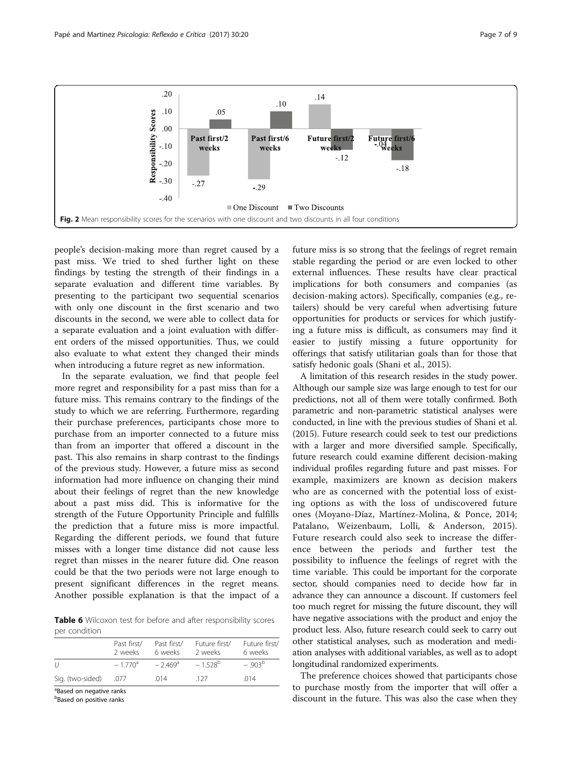Fig. 2 Mean responsibility scores for the scenarios with one discount and two discounts in all four conditions

people's decision-making more than regret caused by a past miss. We tried to shed further light on these findings by testing the strength of their findings in a separate evaluation and different time variables. By presenting to the participant two sequential scenarios with only one discount in the first scenario and two discounts in the second, we were able to collect data for a separate evaluation and a joint evaluation with different orders of the missed opportunities. Thus, we could also evaluate to what extent they changed their minds when introducing a future regret as new information.

In the separate evaluation, we find that people feel more regret and responsibility for a past miss than for a future miss. This remains contrary to the findings of the study to which we are referring. Furthermore, regarding their purchase preferences, participants chose more to purchase from an importer connected to a future miss than from an importer that offered a discount in the past. This also remains in sharp contrast to the findings of the previous study. However, a future miss as second information had more influence on changing their mind about their feelings of regret than the new knowledge about a past miss did. This is informative for the strength of the Future Opportunity Principle and fulfills the prediction that a future miss is more impactful. Regarding the different periods, we found that future misses with a longer time distance did not cause less regret than misses in the nearer future did. One reason could be that the two periods were not large enough to present significant differences in the regret means. Another possible explanation is that the impact of a future miss is so strong that the feelings of regret remain stable regarding the period or are even locked to other external influences. These results have clear practical implications for both consumers and companies (as decision-making actors). Specifically, companies (e.g., retailers) should be very careful when advertising future opportunities for products or services for which justifying a future miss is difficult, as consumers may find it easier to justify missing a future opportunity for offerings that satisfy utilitarian goals than for those that satisfy hedonic goals (Shani et al., 2015).

A limitation of this research resides in the study power. Although our sample size was large enough to test for our predictions, not all of them were totally confirmed. Both parametric and non-parametric statistical analyses were conducted, in line with the previous studies of Shani et al. (2015). Future research could seek to test our predictions with a larger and more diversified sample. Specifically, future research could examine different decision-making individual profiles regarding future and past misses. For example, maximizers are known as decision makers who are as concerned with the potential loss of existing options as with the loss of undiscovered future ones (Moyano-Díaz, Martínez-Molina, & Ponce, 2014; Patalano, Weizenbaum, Lolli, & Anderson, 2015). Future research could also seek to increase the difference between the periods and further test the possibility to influence the feelings of regret with the time variable. This could be important for the corporate sector, should companies need to decide how far in advance they can announce a discount. If customers feel too much regret for missing the future discount, they will have negative associations with the product and enjoy the product less. Also, future research could seek to carry out other statistical analyses, such as moderation and mediation analyses with additional variables, as well as to adopt longitudinal randomized experiments.

The preference choices showed that participants chose to purchase mostly from the importer that will offer a discount in the future. This was also the case when they

**Table 6** Wilcoxon test for before and after responsibility scores per condition

| | Past first/ 2 weeks | Past first/ 6 weeks | Future first/ 2 weeks | Future first/ 6 weeks |
|---|---|---|---|---|
| $U$ | $-1.770^{a}$ | $-2.469^{a}$ | $-1.528^{b}$ | $-.903^{b}$ |
| Sig. (two-sided) | .077 | .014 | .127 | .014 |

[a] Based on negative ranks
[b] Based on positive ranks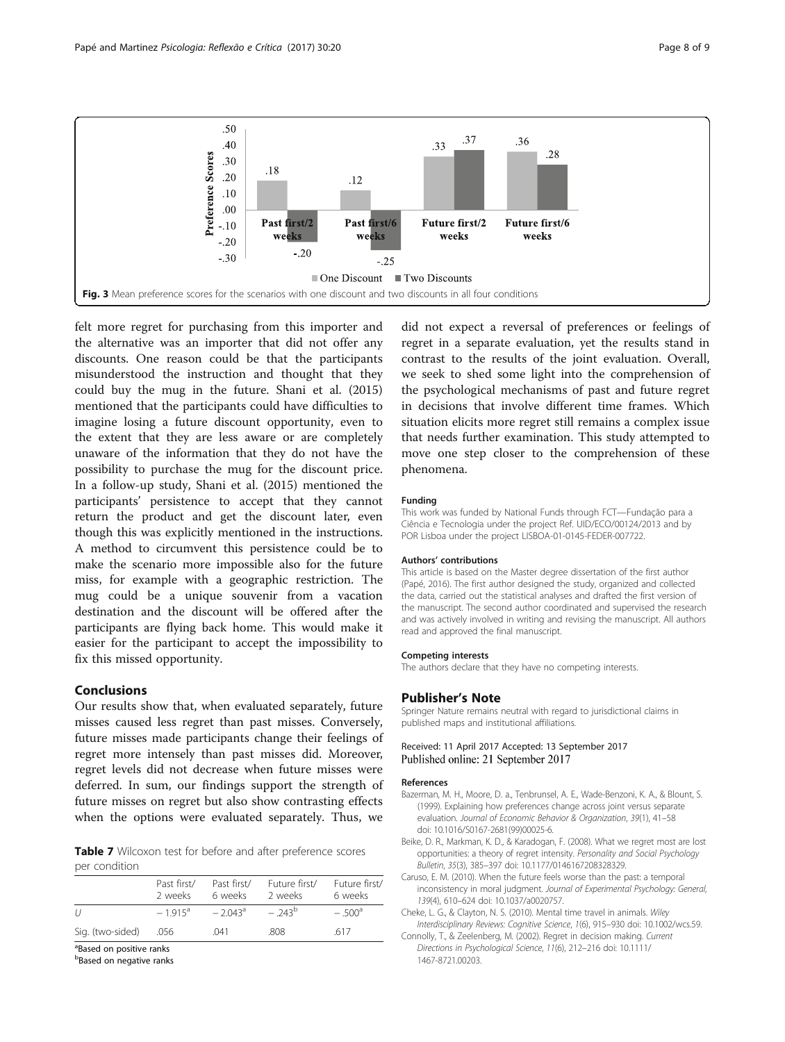Fig. 3 Mean preference scores for the scenarios with one discount and two discounts in all four conditions

felt more regret for purchasing from this importer and the alternative was an importer that did not offer any discounts. One reason could be that the participants misunderstood the instruction and thought that they could buy the mug in the future. Shani et al. (2015) mentioned that the participants could have difficulties to imagine losing a future discount opportunity, even to the extent that they are less aware or are completely unaware of the information that they do not have the possibility to purchase the mug for the discount price. In a follow-up study, Shani et al. (2015) mentioned the participants' persistence to accept that they cannot return the product and get the discount later, even though this was explicitly mentioned in the instructions. A method to circumvent this persistence could be to make the scenario more impossible also for the future miss, for example with a geographic restriction. The mug could be a unique souvenir from a vacation destination and the discount will be offered after the participants are flying back home. This would make it easier for the participant to accept the impossibility to fix this missed opportunity.

## Conclusions

Our results show that, when evaluated separately, future misses caused less regret than past misses. Conversely, future misses made participants change their feelings of regret more intensely than past misses did. Moreover, regret levels did not decrease when future misses were deferred. In sum, our findings support the strength of future misses on regret but also show contrasting effects when the options were evaluated separately. Thus, we did not expect a reversal of preferences or feelings of regret in a separate evaluation, yet the results stand in contrast to the results of the joint evaluation. Overall, we seek to shed some light into the comprehension of the psychological mechanisms of past and future regret in decisions that involve different time frames. Which situation elicits more regret still remains a complex issue that needs further examination. This study attempted to move one step closer to the comprehension of these phenomena.

**Table 7** Wilcoxon test for before and after preference scores per condition

| | Past first/ 2 weeks | Past first/ 6 weeks | Future first/ 2 weeks | Future first/ 6 weeks |
|---|---|---|---|---|
| *U* | − 1.915[a] | − 2.043[a] | − .243[b] | − .500[a] |
| Sig. (two-sided) | .056 | .041 | .808 | .617 |

[a]Based on positive ranks
[b]Based on negative ranks

#### Funding

This work was funded by National Funds through FCT—Fundação para a Ciência e Tecnologia under the project Ref. UID/ECO/00124/2013 and by POR Lisboa under the project LISBOA-01-0145-FEDER-007722.

#### Authors' contributions

This article is based on the Master degree dissertation of the first author (Papé, 2016). The first author designed the study, organized and collected the data, carried out the statistical analyses and drafted the first version of the manuscript. The second author coordinated and supervised the research and was actively involved in writing and revising the manuscript. All authors read and approved the final manuscript.

#### Competing interests

The authors declare that they have no competing interests.

## Publisher's Note

Springer Nature remains neutral with regard to jurisdictional claims in published maps and institutional affiliations.

Received: 11 April 2017 Accepted: 13 September 2017
Published online: 21 September 2017

#### References

- Bazerman, M. H., Moore, D. a., Tenbrunsel, A. E., Wade-Benzoni, K. A., & Blount, S. (1999). Explaining how preferences change across joint versus separate evaluation. *Journal of Economic Behavior & Organization*, *39*(1), 41–58 doi: 10.1016/S0167-2681(99)00025-6.
- Beike, D. R., Markman, K. D., & Karadogan, F. (2008). What we regret most are lost opportunities: a theory of regret intensity. *Personality and Social Psychology Bulletin*, *35*(3), 385–397 doi: 10.1177/0146167208328329.
- Caruso, E. M. (2010). When the future feels worse than the past: a temporal inconsistency in moral judgment. *Journal of Experimental Psychology: General*, *139*(4), 610–624 doi: 10.1037/a0020757.
- Cheke, L. G., & Clayton, N. S. (2010). Mental time travel in animals. *Wiley Interdisciplinary Reviews: Cognitive Science*, *1*(6), 915–930 doi: 10.1002/wcs.59.
- Connolly, T., & Zeelenberg, M. (2002). Regret in decision making. *Current Directions in Psychological Science*, *11*(6), 212–216 doi: 10.1111/1467-8721.00203.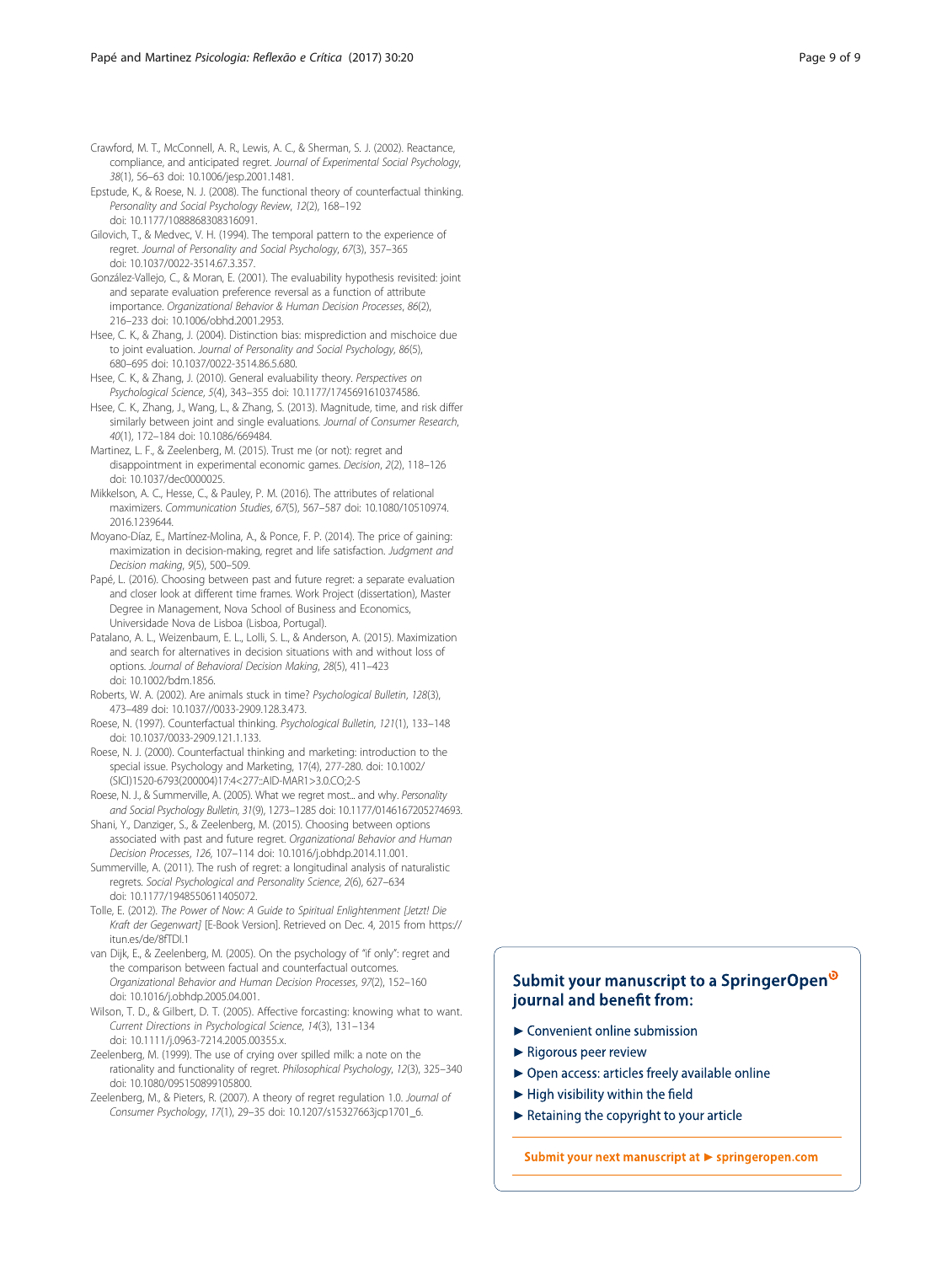Crawford, M. T., McConnell, A. R., Lewis, A. C., & Sherman, S. J. (2002). Reactance, compliance, and anticipated regret. *Journal of Experimental Social Psychology*, *38*(1), 56–63 doi: 10.1006/jesp.2001.1481.

Epstude, K., & Roese, N. J. (2008). The functional theory of counterfactual thinking. *Personality and Social Psychology Review*, *12*(2), 168–192 doi: 10.1177/1088868308316091.

Gilovich, T., & Medvec, V. H. (1994). The temporal pattern to the experience of regret. *Journal of Personality and Social Psychology*, *67*(3), 357–365 doi: 10.1037/0022-3514.67.3.357.

González-Vallejo, C., & Moran, E. (2001). The evaluability hypothesis revisited: joint and separate evaluation preference reversal as a function of attribute importance. *Organizational Behavior & Human Decision Processes*, *86*(2), 216–233 doi: 10.1006/obhd.2001.2953.

Hsee, C. K., & Zhang, J. (2004). Distinction bias: misprediction and mischoice due to joint evaluation. *Journal of Personality and Social Psychology*, *86*(5), 680–695 doi: 10.1037/0022-3514.86.5.680.

Hsee, C. K., & Zhang, J. (2010). General evaluability theory. *Perspectives on Psychological Science*, *5*(4), 343–355 doi: 10.1177/1745691610374586.

Hsee, C. K., Zhang, J., Wang, L., & Zhang, S. (2013). Magnitude, time, and risk differ similarly between joint and single evaluations. *Journal of Consumer Research*, *40*(1), 172–184 doi: 10.1086/669484.

Martinez, L. F., & Zeelenberg, M. (2015). Trust me (or not): regret and disappointment in experimental economic games. *Decision*, *2*(2), 118–126 doi: 10.1037/dec0000025.

Mikkelson, A. C., Hesse, C., & Pauley, P. M. (2016). The attributes of relational maximizers. *Communication Studies*, *67*(5), 567–587 doi: 10.1080/10510974.2016.1239644.

Moyano-Díaz, E., Martínez-Molina, A., & Ponce, F. P. (2014). The price of gaining: maximization in decision-making, regret and life satisfaction. *Judgment and Decision making*, *9*(5), 500–509.

Papé, L. (2016). Choosing between past and future regret: a separate evaluation and closer look at different time frames. Work Project (dissertation), Master Degree in Management, Nova School of Business and Economics, Universidade Nova de Lisboa (Lisboa, Portugal).

Patalano, A. L., Weizenbaum, E. L., Lolli, S. L., & Anderson, A. (2015). Maximization and search for alternatives in decision situations with and without loss of options. *Journal of Behavioral Decision Making*, *28*(5), 411–423 doi: 10.1002/bdm.1856.

Roberts, W. A. (2002). Are animals stuck in time? *Psychological Bulletin*, *128*(3), 473–489 doi: 10.1037//0033-2909.128.3.473.

Roese, N. (1997). Counterfactual thinking. *Psychological Bulletin*, *121*(1), 133–148 doi: 10.1037/0033-2909.121.1.133.

Roese, N. J. (2000). Counterfactual thinking and marketing: introduction to the special issue. Psychology and Marketing, 17(4), 277-280. doi: 10.1002/(SICI)1520-6793(200004)17:4<277::AID-MAR1>3.0.CO;2-S

Roese, N. J., & Summerville, A. (2005). What we regret most... and why. *Personality and Social Psychology Bulletin*, *31*(9), 1273–1285 doi: 10.1177/0146167205274693.

Shani, Y., Danziger, S., & Zeelenberg, M. (2015). Choosing between options associated with past and future regret. *Organizational Behavior and Human Decision Processes*, *126*, 107–114 doi: 10.1016/j.obhdp.2014.11.001.

Summerville, A. (2011). The rush of regret: a longitudinal analysis of naturalistic regrets. *Social Psychological and Personality Science*, *2*(6), 627–634 doi: 10.1177/1948550611405072.

Tolle, E. (2012). *The Power of Now: A Guide to Spiritual Enlightenment [Jetzt! Die Kraft der Gegenwart]* [E-Book Version]. Retrieved on Dec. 4, 2015 from https://itun.es/de/8fTDl.1

van Dijk, E., & Zeelenberg, M. (2005). On the psychology of "if only": regret and the comparison between factual and counterfactual outcomes. *Organizational Behavior and Human Decision Processes*, *97*(2), 152–160 doi: 10.1016/j.obhdp.2005.04.001.

Wilson, T. D., & Gilbert, D. T. (2005). Affective forcasting: knowing what to want. *Current Directions in Psychological Science*, *14*(3), 131–134 doi: 10.1111/j.0963-7214.2005.00355.x.

Zeelenberg, M. (1999). The use of crying over spilled milk: a note on the rationality and functionality of regret. *Philosophical Psychology*, *12*(3), 325–340 doi: 10.1080/095150899105800.

Zeelenberg, M., & Pieters, R. (2007). A theory of regret regulation 1.0. *Journal of Consumer Psychology*, *17*(1), 29–35 doi: 10.1207/s15327663jcp1701_6.

**Submit your manuscript to a SpringerOpen journal and benefit from:**

- ► Convenient online submission
- ► Rigorous peer review
- ► Open access: articles freely available online
- ► High visibility within the field
- ► Retaining the copyright to your article

**Submit your next manuscript at ► springeropen.com**